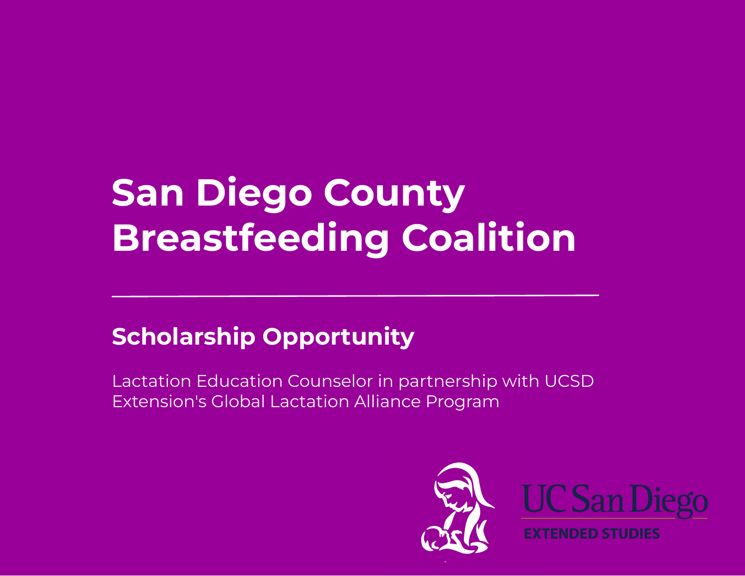# San Diego County Breastfeeding Coalition

## Scholarship Opportunity

Lactation Education Counselor in partnership with UCSD Extension's Global Lactation Alliance Program

UC San Diego

EXTENDED STUDIES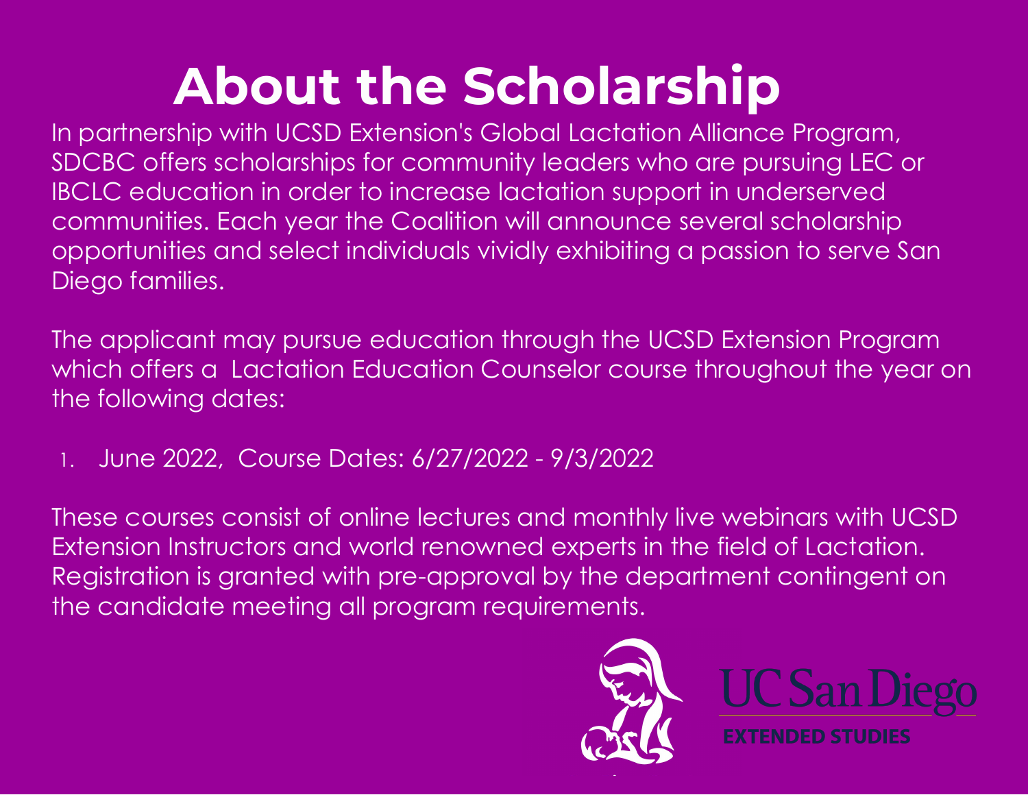# About the Scholarship

In partnership with UCSD Extension's Global Lactation Alliance Program, SDCBC offers scholarships for community leaders who are pursuing LEC or IBCLC education in order to increase lactation support in underserved communities. Each year the Coalition will announce several scholarship opportunities and select individuals vividly exhibiting a passion to serve San Diego families.

The applicant may pursue education through the UCSD Extension Program which offers a Lactation Education Counselor course throughout the year on the following dates:

1. June 2022, Course Dates: 6/27/2022 - 9/3/2022

These courses consist of online lectures and monthly live webinars with UCSD Extension Instructors and world renowned experts in the field of Lactation. Registration is granted with pre-approval by the department contingent on the candidate meeting all program requirements.

UC San Diego
EXTENDED STUDIES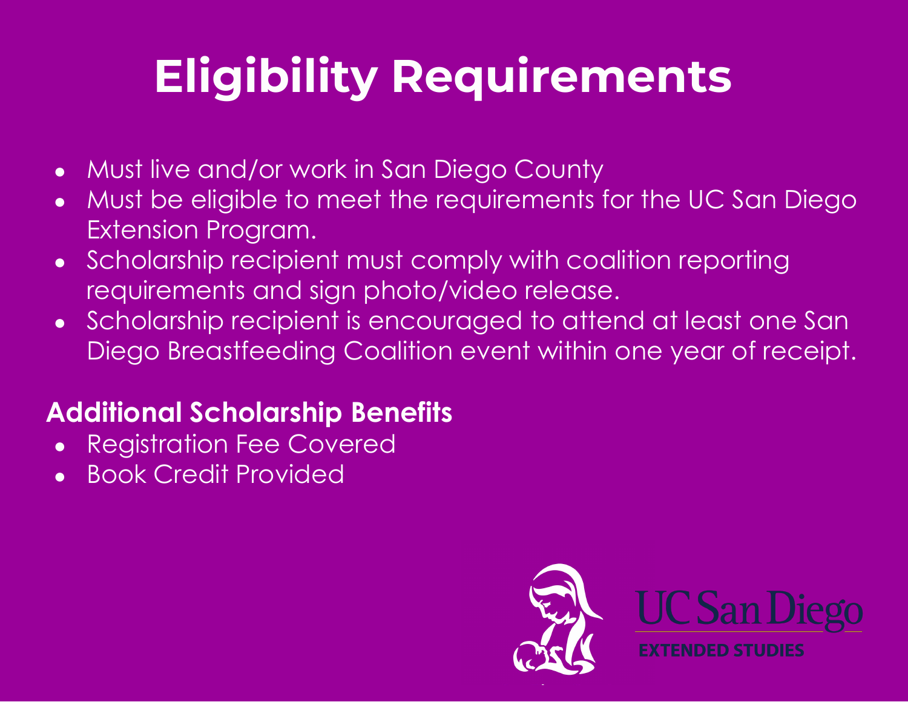# Eligibility Requirements

- Must live and/or work in San Diego County
- Must be eligible to meet the requirements for the UC San Diego Extension Program.
- Scholarship recipient must comply with coalition reporting requirements and sign photo/video release.
- Scholarship recipient is encouraged to attend at least one San Diego Breastfeeding Coalition event within one year of receipt.

**Additional Scholarship Benefits**

- Registration Fee Covered
- Book Credit Provided

UC San Diego
EXTENDED STUDIES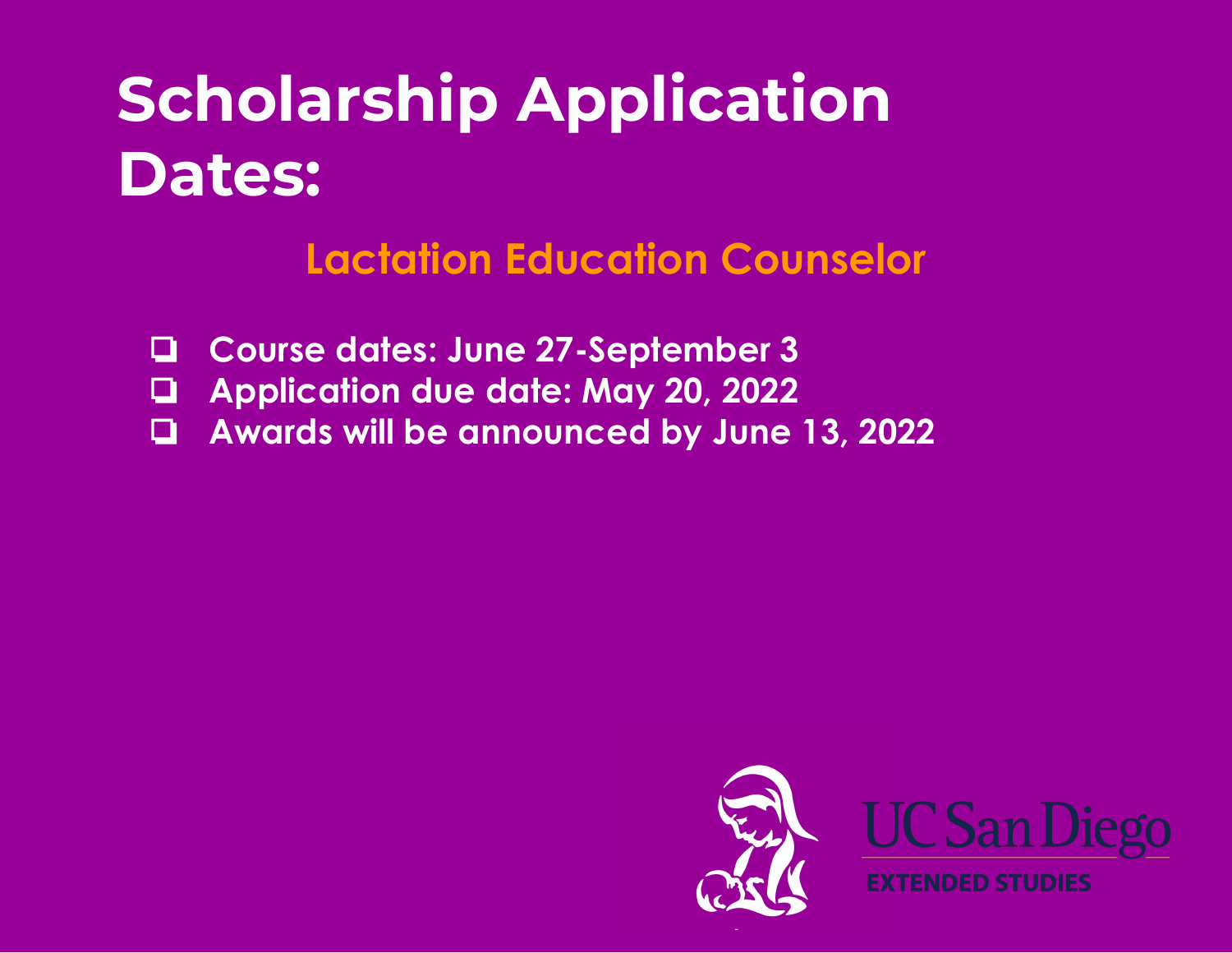# Scholarship Application Dates:

## Lactation Education Counselor

- Course dates: June 27-September 3
- Application due date: May 20, 2022
- Awards will be announced by June 13, 2022

UC San Diego

EXTENDED STUDIES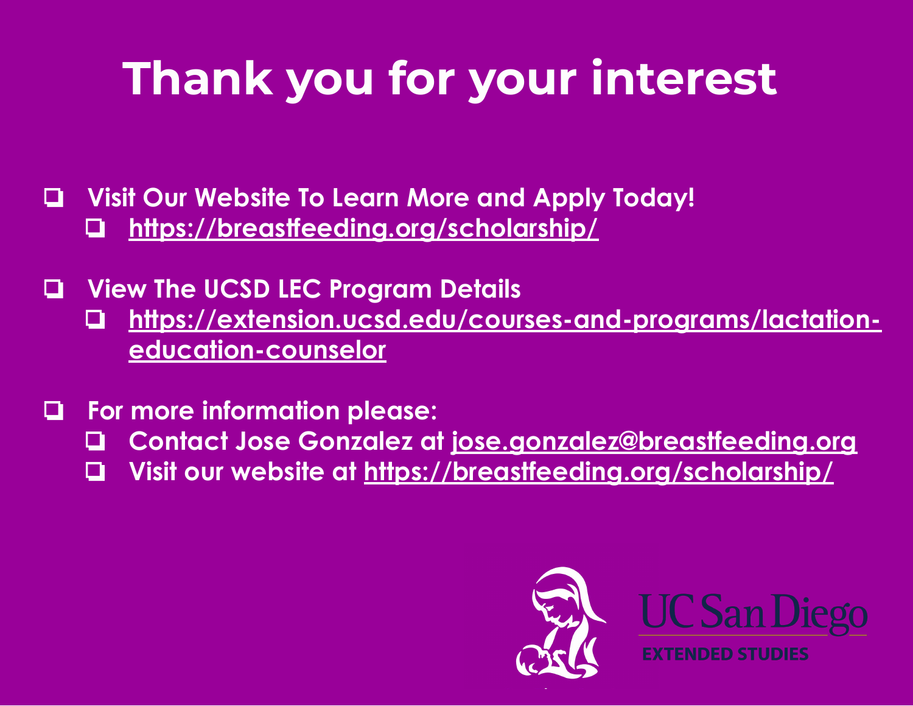# Thank you for your interest

- Visit Our Website To Learn More and Apply Today!
  - https://breastfeeding.org/scholarship/
- View The UCSD LEC Program Details
  - https://extension.ucsd.edu/courses-and-programs/lactation-education-counselor
- For more information please:
  - Contact Jose Gonzalez at jose.gonzalez@breastfeeding.org
  - Visit our website at https://breastfeeding.org/scholarship/

UC San Diego
EXTENDED STUDIES